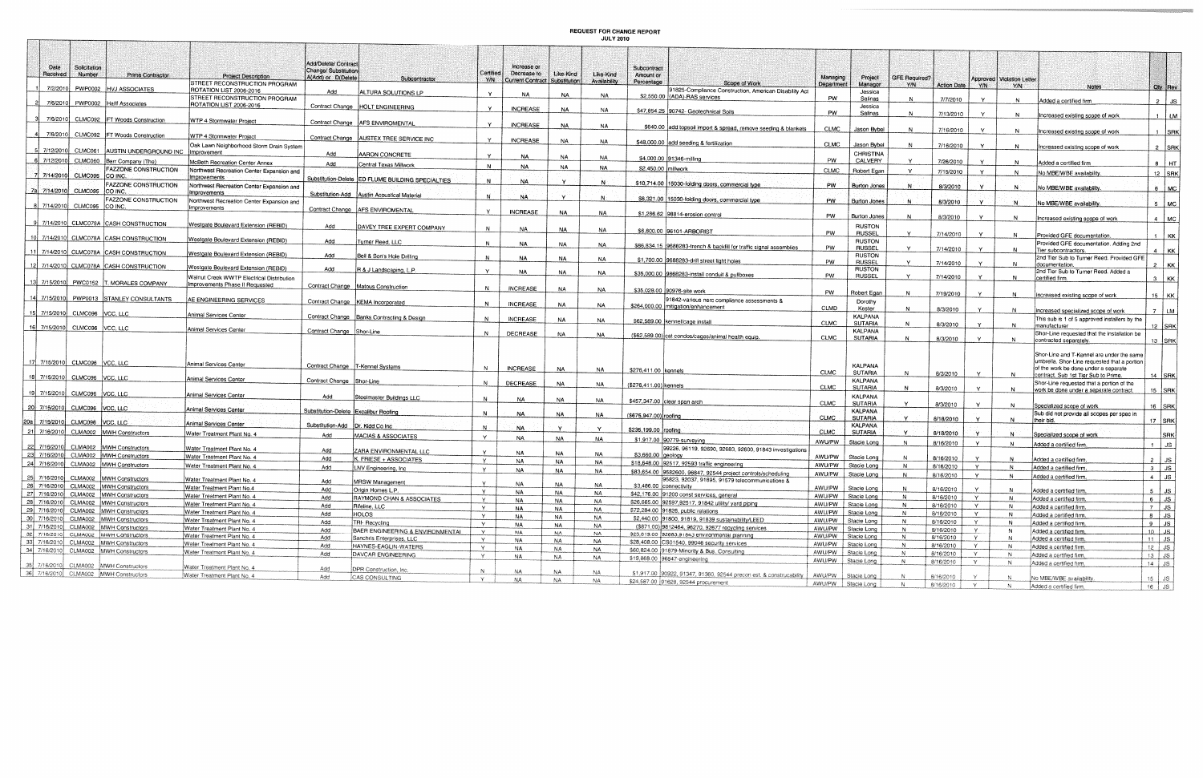# REQUEST FOR CHANGE REPORT

## JULY 2010

| | Date Received | Solicitation Number | Prime Contractor | Project Description | Add/Delete/ Contract Change/ Substitution A(Add) or D(Delete | Subcontractor | Certified Y/N | Increase or Decrease to Current Contract | Like-Kind Substitution | Like-Kind Availability | Subcontract Amount or Percentage | Scope of Work | Managing Department | Project Manager | GFE Required? Y/N | Action Date | Approved Y/N | Violation Letter Y/N | Notes | Qty | Rev |
|---|---|---|---|---|---|---|---|---|---|---|---|---|---|---|---|---|---|---|---|---|---|
| 1 | 7/2/2010 | PWP0002 | HVJ ASSOCIATES | STREET RECONSTRUCTION PROGRAM ROTATION LIST 2006-2016 | Add | ALTURA SOLUTIONS LP | Y | NA | NA | NA | $2,550.00 | 91825-Compliance Construction, American Disability Act (ADA)-RAS services | PW | Jessica Salinas | N | 7/7/2010 | Y | N | Added a certified firm | 2 | JS |
| 2 | 7/6/2010 | PWP0002 | Halff Associates | STREET RECONSTRUCTION PROGRAM ROTATION LIST 2006-2016 | Contract Change | HOLT ENGINEERING | Y | INCREASE | NA | NA | $47,854.25 | 90742- Geotechnical Soils | PW | Jessica Salinas | N | 7/13/2010 | Y | N | Increased existing scope of work | 1 | LM |
| 3 | 7/6/2010 | CLMC092 | FT Woods Construction | WTP 4 Stormwater Project | Contract Change | AFS ENVIROMENTAL | Y | INCREASE | NA | NA | $640.00 | add topsoil import & spread, remove seeding & blankets | CLMC | Jason Bybel | N | 7/16/2010 | Y | N | Increased existing scope of work | 1 | SRK |
| 4 | 7/6/2010 | CLMC092 | FT Woods Construction | WTP 4 Stormwater Project | Contract Change | AUSTEX TREE SERVICE INC | Y | INCREASE | NA | NA | $48,000.00 | add seeding & fertilization | CLMC | Jason Bybel | N | 7/16/2010 | Y | N | Increased existing scope of work | 2 | SRK |
| 5 | 7/12/2010 | CLMC061 | AUSTIN UNDERGROUND INC | Oak Lawn Neighborhood Storm Drain System Improvement | Add | AARON CONCRETE | Y | NA | NA | NA | $4,000.00 | 91346-milling | PW | CHRISTINA CALVERY | Y | 7/26/2010 | Y | N | Added a certified firm | 8 | HT |
| 6 | 7/12/2010 | CLMC060 | Barr Company (The) | McBeth Recreation Center Annex | Add | Central Texas Millwork | N | NA | NA | NA | $2,450.00 | millwork | CLMC | Robert Egan | Y | 7/15/2010 | Y | N | No MBE/WBE availability. | 12 | SRK |
| 7 | 7/14/2010 | CLMC095 | FAZZONE CONSTRUCTION CO INC. | Northwest Recreation Center Expansion and Improvements | Substitution-Delete | ED FLUME BUILDING SPECIALTIES | N | NA | Y | N | $10,714.00 | 15030-folding doors, commercial type | PW | Burton Jones | N | 8/3/2010 | Y | N | No MBE/WBE availability. | 6 | MC |
| 7a | 7/14/2010 | CLMC095 | FAZZONE CONSTRUCTION CO INC. | Northwest Recreation Center Expansion and Improvements | Substitution-Add | Austin Acoustical Material | N | NA | Y | N | $6,321.00 | 15030-folding doors, commercial type | PW | Burton Jones | N | 8/3/2010 | Y | N | No MBE/WBE availability. | 5 | MC |
| 8 | 7/14/2010 | CLMC095 | FAZZONE CONSTRUCTION CO INC. | Northwest Recreation Center Expansion and Improvements | Contract Change | AFS ENVIROMENTAL | Y | INCREASE | NA | NA | $1,268.62 | 98814-erosion control | PW | Burton Jones | N | 8/3/2010 | Y | N | Increased existing scope of work | 4 | MC |
| 9 | 7/14/2010 | CLMC078A | CASH CONSTRUCTION | Westgate Boulevard Extension (REBID) | Add | DAVEY TREE EXPERT COMPANY | N | NA | NA | NA | $6,800.00 | 96101-ARBORIST | PW | RUSTON RUSSEL | Y | 7/14/2010 | Y | N | Provided GFE documentation. | 1 | KK |
| 10 | 7/14/2010 | CLMC078A | CASH CONSTRUCTION | Westgate Boulevard Extension (REBID) | Add | Turner Reed, LLC | N | NA | NA | NA | $86,834.15 | 9688283-trench & backfill for traffic signal assemblies | PW | RUSTON RUSSEL | Y | 7/14/2010 | Y | N | Provided GFE documentation. Adding 2nd Tier subcontractors. | 4 | KK |
| 11 | 7/14/2010 | CLMC078A | CASH CONSTRUCTION | Westgate Boulevard Extension (REBID) | Add | Bell & Son's Hole Drilling | N | NA | NA | NA | $1,700.00 | 9688283-drill street light holes | PW | RUSTON RUSSEL | Y | 7/14/2010 | Y | N | 2nd Tier Sub to Turner Reed. Provided GFE documentation. | 2 | KK |
| 12 | 7/14/2010 | CLMC078A | CASH CONSTRUCTION | Westgate Boulevard Extension (REBID) | Add | R & J Landscaping, L.P. | Y | NA | NA | NA | $35,000.00 | 9688283-install conduit & pullboxes | PW | RUSTON RUSSEL | Y | 7/14/2010 | Y | N | 2nd Tier Sub to Turner Reed. Added a certified firm. | 3 | KK |
| 13 | 7/15/2010 | PWC0152 | T. MORALES COMPANY | Walnut Creek WWTP Electrical Distribution Improvements Phase II Requested | Contract Change | Matous Construction | N | INCREASE | NA | NA | $35,028.00 | 90976-site work | PW | Robert Egan | N | 7/19/2010 | Y | N | Increased existing scope of work | 15 | KK |
| 14 | 7/15/2010 | PWP0013 | STANLEY CONSULTANTS | AE ENGINEERING SERVICES | Contract Change | KEMA Incorporated | N | INCREASE | NA | NA | $264,000.00 | 91842-various nerc compliance assessments & mitigation/enhancement | CLMD | Dorothy Kester | N | 8/3/2010 | Y | N | Increased specialized scope of work | 7 | LM |
| 15 | 7/15/2010 | CLMC096 | VCC, LLC | Animal Services Center | Contract Change | Banks Contracting & Design | N | INCREASE | NA | NA | $62,589.00 | kennel/cage install | CLMC | KALPANA SUTARIA | N | 8/3/2010 | Y | N | This sub is 1 of 5 approved installers by the manufacturer | 12 | SRK |
| 16 | 7/15/2010 | CLMC096 | VCC, LLC | Animal Services Center | Contract Change | Shor-Line | N | DECREASE | NA | NA | ($62,589.00) | cat condos/cages/animal health equip. | CLMC | KALPANA SUTARIA | N | 8/3/2010 | Y | N | Shor-Line requested that the installation be contracted separately. | 13 | SRK |
| 17 | 7/15/2010 | CLMC096 | VCC, LLC | Animal Services Center | Contract Change | T-Kennel Systems | N | INCREASE | NA | NA | $276,411.00 | kennels | CLMC | KALPANA SUTARIA | N | 8/3/2010 | Y | N | Shor-Line and T-Kennel are under the same umbrella. Shor-Line requested that a portion of the work be done under a separate contract. Sub 1st Tier Sub to Prime. | 14 | SRK |
| 18 | 7/15/2010 | CLMC096 | VCC, LLC | Animal Services Center | Contract Change | Shor-Line | N | DECREASE | NA | NA | ($276,411.00) | kennels | CLMC | KALPANA SUTARIA | N | 8/3/2010 | Y | N | Shor-Line requested that a portion of the work be done under a separate contract. | 15 | SRK |
| 19 | 7/15/2010 | CLMC096 | VCC, LLC | Animal Services Center | Add | Steelmaster Buildings LLC | N | NA | NA | NA | $457,347.00 | clear span arch | CLMC | KALPANA SUTARIA | Y | 8/3/2010 | Y | N | Specialized scope of work. | 16 | SRK |
| 20 | 7/15/2010 | CLMC096 | VCC, LLC | Animal Services Center | Substitution-Delete | Excalibur Roofing | N | NA | NA | NA | ($675,947.00) | roofing | CLMC | KALPANA SUTARIA | Y | 8/18/2010 | Y | N | Sub did not provide all scopes per spec in their bid. | 17 | SRK |
| 20a | 7/15/2010 | CLMC096 | VCC, LLC | Animal Services Center | Substitution-Add | Dr. Kidd Co Inc | N | NA | Y | Y | $236,199.00 | roofing | CLMC | KALPANA SUTARIA | Y | 8/18/2010 | Y | N | Specialized scope of work | | SRK |
| 21 | 7/16/2010 | CLMA002 | MWH Constructors | Water Treatment Plant No. 4 | Add | MACIAS & ASSOCIATES | Y | NA | NA | NA | $1,917.00 | 90779-surveying | AWU/PW | Stacie Long | N | 8/16/2010 | Y | N | Added a certified firm. | 1 | JS |
| 22 | 7/16/2010 | CLMA002 | MWH Constructors | Water Treatment Plant No. 4 | Add | ZARA ENVIRONMENTAL LLC | Y | NA | NA | NA | $3,660.00 | 96226, 96119, 92690, 92683, 92600, 91843 investigations geology | AWU/PW | Stacie Long | N | 8/16/2010 | Y | N | Added a certified firm. | 2 | JS |
| 23 | 7/16/2010 | CLMA002 | MWH Constructors | Water Treatment Plant No. 4 | Add | K. FRIESE + ASSOCIATES | Y | NA | NA | NA | $18,648.00 | 92517, 92593 traffic engineering | AWU/PW | Stacie Long | N | 8/16/2010 | Y | N | Added a certified firm. | 3 | JS |
| 24 | 7/16/2010 | CLMA002 | MWH Constructors | Water Treatment Plant No. 4 | Add | LNV Engineering, Inc | Y | NA | NA | NA | $83,654.00 | 9582600, 96847, 92544 project controls/scheduling | AWU/PW | Stacie Long | N | 8/16/2010 | Y | N | Added a certified firm. | 4 | JS |
| 25 | 7/16/2010 | CLMA002 | MWH Constructors | Water Treatment Plant No. 4 | Add | MRSW Management | Y | NA | NA | NA | $3,486.00 | 95823, 92037, 91895, 91579 telecommunications & connectivity | AWU/PW | Stacie Long | N | 8/16/2010 | Y | N | Added a certified firm. | 5 | JS |
| 26 | 7/16/2010 | CLMA002 | MWH Constructors | Water Treatment Plant No.4 | Add | Origin Homes L.P. | Y | NA | NA | NA | $42,176.00 | 91200 const services, general | AWU/PW | Stacie Long | N | 8/16/2010 | Y | N | Added a certified firm. | 6 | JS |
| 27 | 7/16/2010 | CLMA002 | MWH Constructors | Water Treatment Plant No. 4 | Add | RAYMOND CHAN & ASSOCIATES | Y | NA | NA | NA | $26,665.00 | 92597,92517, 91842 utility/ yard piping | AWU/PW | Stacie Long | N | 8/16/2010 | Y | N | Added a certified firm. | 7 | JS |
| 28 | 7/16/2010 | CLMA002 | MWH Constructors | Water Treatment Plant No. 4 | Add | Rifeline, LLC | Y | NA | NA | NA | $72,284.00 | 91826, public relations | AWU/PW | Stacie Long | N | 8/16/2010 | Y | N | Added a certified firm. | 8 | JS |
| 29 | 7/16/2010 | CLMA002 | MWH Constructors | Water Treatment Plant No. 4 | Add | HOLOS | Y | NA | NA | NA | $2,440.00 | 91800, 91819, 91839 sustainability/LEED | AWU/PW | Stacie Long | N | 8/16/2010 | Y | N | Added a certified firm. | 9 | JS |
| 30 | 7/16/2010 | CLMA002 | MWH Constructors | Water Treatment Plant No. 4 | Add | TRI- Recycling | Y | NA | NA | NA | ($871.00) | 9612464, 96270, 92677 recycling services | AWU/PW | Stacie Long | N | 8/16/2010 | Y | N | Added a certified firm. | 10 | JS |
| 31 | 7/16/2010 | CLMA002 | MWH Constructors | Water Treatment Plant No. 4 | Add | BAER ENGINEERING & ENVIRONMENTAL | Y | NA | NA | NA | $23,613.00 | 92683,91843 environmental planning | AWU/PW | Stacie Long | N | 8/16/2010 | Y | N | Added a certified firm. | 11 | JS |
| 32 | 7/16/2010 | CLMA002 | MWH Constructors | Water Treatment Plant No. 4 | Add | Sanchris Enterprises, LLC | Y | NA | NA | NA | $28,408.00 | CS01540, 99046 security services | AWU/PW | Stacie Long | N | 8/16/2010 | Y | N | Added a certified firm. | 12 | JS |
| 33 | 7/16/2010 | CLMA002 | MWH Constructors | Water Treatment Plant No. 4 | Add | HAYNES-EAGLIN-WATERS | Y | NA | NA | NA | $60,824.00 | 91879-Minority & Bus. Consulting | AWU/PW | Stacie Long | N | 8/16/2010 | Y | N | Added a certified firm. | 13 | JS |
| 34 | 7/16/2010 | CLMA002 | MWH Constructors | Water Treatment Plant No. 4 | Add | DAVCAR ENGINEERING | Y | NA | NA | NA | $19,868.00 | 96847-engineering | AWU/PW | Stacie Long | N | 8/16/2010 | Y | N | Added a certified firm. | 14 | JS |
| 35 | 7/16/2010 | CLMA002 | MWH Constructors | Water Treatment Plant No. 4 | Add | DPR Construction, Inc. | N | NA | NA | NA | $1,917.00 | 90922, 91347, 91360, 92544 precon est. & constructability | AWU/PW | Stacie Long | N | 8/16/2010 | Y | N | No MBE/WBE availability. | 15 | JS |
| 36 | 7/16/2010 | CLMA002 | MWH Constructors | Water Treatment Plant No. 4 | Add | CAS CONSULTING | Y | NA | NA | NA | $24,587.00 | 91626, 92544 procurement | AWU/PW | Stacie Long | N | 8/16/2010 | Y | N | Added a certified firm. | 16 | JS |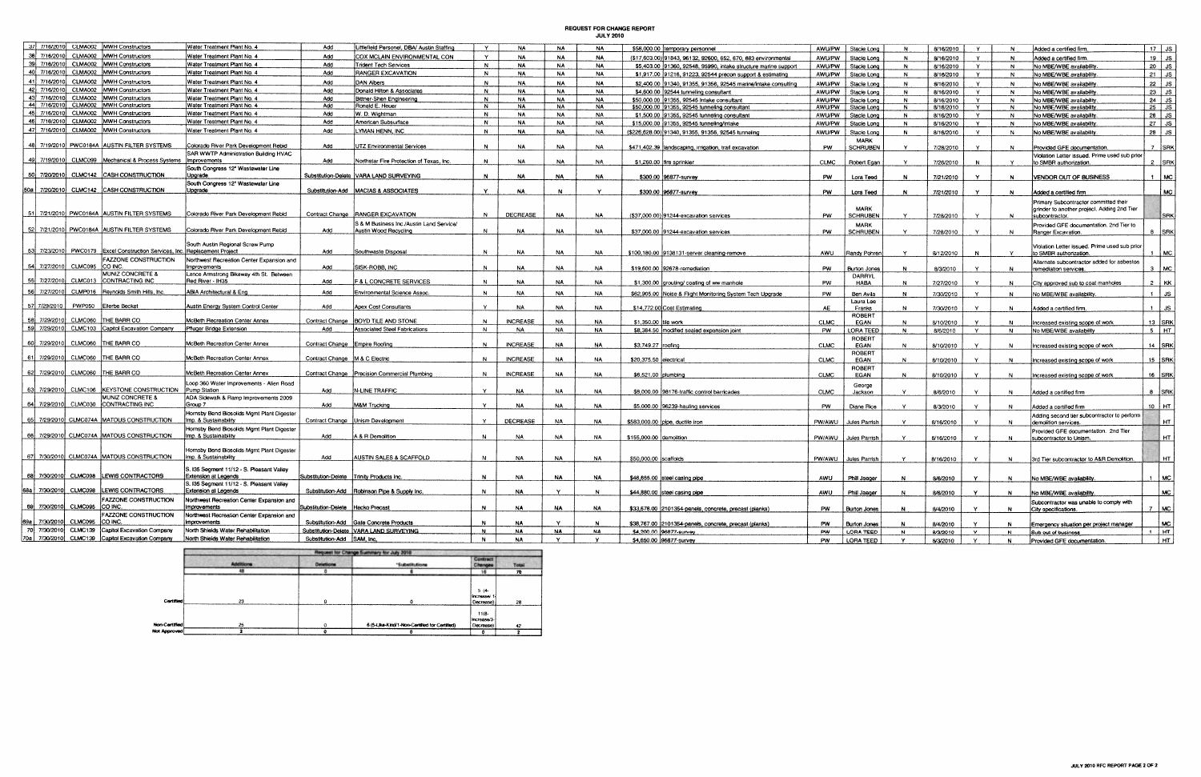# REQUEST FOR CHANGE REPORT
JULY 2010

| | | | | | | | | | | | | | | | | | | | | | |
|---|---|---|---|---|---|---|---|---|---|---|---|---|---|---|---|---|---|---|---|---|---|
| 37 | 7/16/2010 | CLMA002 | MWH Constructors | Water Treatment Plant No. 4 | Add | Littlefield Personel, DBA/ Austin Staffing | Y | NA | NA | NA | $58,000.00 | temporary personnel | AWU/PW | Stacie Long | N | 8/16/2010 | Y | N | Added a certified firm. | 17 | JS |
| 38 | 7/16/2010 | CLMA002 | MWH Constructors | Water Treatment Plant No. 4 | Add | COX MCLAIN ENVIRONMENTAL CON | Y | NA | NA | NA | ($17,603.00) | 91843, 96132, 92600, 652, 670, 683 environmental | AWU/PW | Stacie Long | N | 8/16/2010 | Y | N | Added a certified firm. | 19 | JS |
| 39 | 7/16/2010 | CLMA002 | MWH Constructors | Water Treatment Plant No. 4 | Add | Trident Tech Services | N | NA | NA | NA | $5,403.00 | 91360, 92548, 96990, intake structure marine support | AWU/PW | Stacie Long | N | 8/16/2010 | Y | N | No MBE/WBE availability. | 20 | JS |
| 40 | 7/16/2010 | CLMA002 | MWH Constructors | Water Treatment Plant No. 4 | Add | RANGER EXCAVATION | N | NA | NA | NA | $1,917.00 | 91216, 91223, 92544 precon support & estimating | AWU/PW | Stacie Long | N | 8/16/2010 | Y | N | No MBE/WBE availability. | 21 | JS |
| 41 | 7/16/2010 | CLMA002 | MWH Constructors | Water Treatment Plant No. 4 | Add | DAN Albers | N | NA | NA | NA | $2,400.00 | 91340, 91355, 91356, 92545 marine/intake consulting | AWU/PW | Stacie Long | N | 8/16/2010 | Y | N | No MBE/WBE availability. | 22 | JS |
| 42 | 7/16/2010 | CLMA002 | MWH Constructors | Water Treatment Plant No. 4 | Add | Donald Hilton & Associates | N | NA | NA | NA | $4,800.00 | 92544 tunneling consultant | AWU/PW | Stacie Long | N | 8/16/2010 | Y | N | No MBE/WBE availability. | 23 | JS |
| 43 | 7/16/2010 | CLMA002 | MWH Constructors | Water Treatment Plant No. 4 | Add | Bittner-Shen Engineering | N | NA | NA | NA | $50,000.00 | 91355, 92545 Intake consultant | AWU/PW | Stacie Long | N | 8/16/2010 | Y | N | No MBE/WBE availability. | 24 | JS |
| 44 | 7/16/2010 | CLMA002 | MWH Constructors | Water Treatment Plant No. 4 | Add | Ronald E. Heuer | N | NA | NA | NA | $50,000.00 | 91355, 92545 tunneling consultant | AWU/PW | Stacie Long | N | 8/16/2010 | Y | N | No MBE/WBE availability. | 25 | JS |
| 45 | 7/16/2010 | CLMA002 | MWH Constructors | Water Treatment Plant No. 4 | Add | W. D. Wightman | N | NA | NA | NA | $1,500.00 | 91355, 92545 tunneling consultant | AWU/PW | Stacie Long | N | 8/16/2010 | Y | N | No MBE/WBE availability. | 26 | JS |
| 46 | 7/16/2010 | CLMA002 | MWH Constructors | Water Treatment Plant No. 4 | Add | American Subsurface | N | NA | NA | NA | $15,000.00 | 91355, 92545 tunneling/intake | AWU/PW | Stacie Long | N | 8/16/2010 | Y | N | No MBE/WBE availability. | 27 | JS |
| 47 | 7/16/2010 | CLMA002 | MWH Constructors | Water Treatment Plant No. 4 | Add | LYMAN HENN, INC | N | NA | NA | NA | ($226,628.00) | 91340, 91355, 91356, 92545 tunneling | AWU/PW | Stacie Long | N | 8/16/2010 | Y | N | No MBE/WBE availability. | 28 | JS |
| 48 | 7/19/2010 | PWC0184A | AUSTIN FILTER SYSTEMS | Colorado River Park Development Rebid | Add | UTZ Environmental Services | N | NA | NA | NA | $471,402.39 | landscaping, irrigation, trail excavation | PW | MARK SCHRUBEN | Y | 7/28/2010 | Y | N | Provided GFE documentation. | 7 | SRK |
| 49 | 7/19/2010 | CLMC099 | Mechanical & Process Systems | SAR WWTP Administration Building HVAC Improvements | Add | Northstar Fire Protection of Texas, Inc. | N | NA | NA | NA | $1,260.00 | fire sprinkler | CLMC | Robert Egan | Y | 7/26/2010 | N | Y | Violation Letter issued. Prime used sub prior to SMBR authorization. | 2 | SRK |
| 50 | 7/20/2010 | CLMC142 | CASH CONSTRUCTION | South Congress 12" Wastewater Line Upgrade | Substitution-Delete | VARA LAND SURVEYING | N | NA | NA | NA | $300.00 | 96877-survey | PW | Lora Teed | N | 7/21/2010 | Y | N | VENDOR OUT OF BUSINESS | 1 | MC |
| 50a | 7/20/2010 | CLMC142 | CASH CONSTRUCTION | South Congress 12" Wastewater Line Upgrade | Substitution-Add | MACIAS & ASSOCIATES | Y | NA | N | Y | $300.00 | 96877-survey | PW | Lora Teed | N | 7/21/2010 | Y | N | Added a certified firm. | | MC |
| 51 | 7/21/2010 | PWC0184A | AUSTIN FILTER SYSTEMS | Colorado River Park Development Rebid | Contract Change | RANGER EXCAVATION | N | DECREASE | NA | NA | ($37,000.00) | 91244-excavation services | PW | MARK SCHRUBEN | Y | 7/28/2010 | Y | N | Primary Subcontractor committed their grinder to another project. Adding 2nd Tier subcontractor. | | SRK |
| 52 | 7/21/2010 | PWC0184A | AUSTIN FILTER SYSTEMS | Colorado River Park Development Rebid | Add | S & M Business Inc./Austin Land Service/ Austin Wood Recycling | N | NA | NA | NA | $37,000.00 | 91244-excavation services | PW | MARK SCHRUBEN | Y | 7/28/2010 | Y | N | Provided GFE documentation. 2nd Tier to Ranger Excavation. | 8 | SRK |
| 53 | 7/23/2010 | PWC0179 | Excel Construction Services, Inc. | South Austin Regional Screw Pump Replacement Project | Add | Southwaste Disposal | N | NA | NA | NA | $100,180.00 | 9138131-sewer cleaning-remove | AWU | Randy Pohren | Y | 8/12/2010 | N | Y | Violation Letter issued. Prime used sub prior to SMBR authorization. | 1 | MC |
| 54 | 7/27/2010 | CLMC095 | FAZZONE CONSTRUCTION CO INC. | Northwest Recreation Center Expansion and Improvements | Add | SISK-ROBB, INC | N | NA | NA | NA | $19,600.00 | 92678-remediation | PW | Burton Jones | N | 8/3/2010 | Y | N | Alternate subcontractor added for asbestos remediation services. | 3 | MC |
| 55 | 7/27/2010 | CLMC013 | MUNIZ CONCRETE & CONTRACTING INC | Lance Armstrong Bikeway 4th St. Between Red River - IH35 | Add | F & L CONCRETE SERVICES | N | NA | NA | NA | $1,300.00 | grouting/ coating of ww manhole | PW | DARRYL HABA | N | 7/27/2010 | Y | N | City approved sub to coat manholes | 2 | KK |
| 56 | 7/27/2010 | CLMP016 | Reynolds Smith Hills, Inc. | ABIA Architectural & Eng | Add | Environmental Science Assoc. | N | NA | NA | NA | $62,905.00 | Noise & Flight Monitoring System Tech Upgrade | PW | Ben Avila | N | 7/30/2010 | Y | N | No MBE/WBE availability. | 1 | JS |
| 57 | 7/29/2010 | PWP050 | Ellerbe Becket | Austin Energy System Control Center | Add | Apex Cost Consultants | Y | NA | NA | NA | $14,772.00 | Cost Estimating | AE | Laura Lee Franks | N | 7/30/2010 | Y | N | Added a certified firm. | 1 | JS |
| 58 | 7/29/2010 | CLMC060 | THE BARR CO | McBeth Recreation Center Annex | Contract Change | BOYD TILE AND STONE | N | INCREASE | NA | NA | $1,350.00 | tile work | CLMC | ROBERT EGAN | N | 8/10/2010 | Y | N | Increased existing scope of work | 13 | SRK |
| 59 | 7/29/2010 | CLMC103 | Capitol Excavation Company | Pflugger Bridge Extension | Add | Associated Steel Fabrications | N | NA | NA | NA | $8,384.50 | modified sealed expansion joint | PW | LORA TEED | N | 8/6/2010 | Y | N | No MBE/WBE availability | 5 | HT |
| 60 | 7/29/2010 | CLMC060 | THE BARR CO | McBeth Recreation Center Annex | Contract Change | Empire Roofing | N | INCREASE | NA | NA | $3,749.27 | roofing | CLMC | ROBERT EGAN | N | 8/10/2010 | Y | N | Increased existing scope of work | 14 | SRK |
| 61 | 7/29/2010 | CLMC060 | THE BARR CO | McBeth Recreation Center Annex | Contract Change | M & C Electric | N | INCREASE | NA | NA | $20,375.50 | electrical | CLMC | ROBERT EGAN | N | 8/10/2010 | Y | N | Increased existing scope of work | 15 | SRK |
| 62 | 7/29/2010 | CLMC060 | THE BARR CO | McBeth Recreation Center Annex | Contract Change | Precision Commercial Plumbing | N | INCREASE | NA | NA | $6,521.00 | plumbing | CLMC | ROBERT EGAN | N | 8/10/2010 | Y | N | Increased existing scope of work | 16 | SRK |
| 63 | 7/29/2010 | CLMC106 | KEYSTONE CONSTRUCTION | Loop 360 Water Improvements - Allen Road Pump Station | Add | N-LINE TRAFFIC | Y | NA | NA | NA | $8,000.00 | 98176-traffic control barricades | CLMC | George Jackson | Y | 8/6/2010 | Y | N | Added a certified firm | 8 | SRK |
| 64 | 7/29/2010 | CLMC030 | MUNIZ CONCRETE & CONTRACTING INC | ADA Sidewalk & Ramp Improvements 2009 Group 7 | Add | M&M Trucking | Y | NA | NA | NA | $5,000.00 | 96239-hauling services | PW | Diane Rice | Y | 8/3/2010 | Y | N | Added a certified firm | 10 | HT |
| 65 | 7/29/2010 | CLMC074A | MATOUS CONSTRUCTION | Hornsby Bend Biosolids Mgmt Plant Digester Imp. & Sustainability | Contract Change | Unism Development | Y | DECREASE | NA | NA | $583,000.00 | pipe, ductile iron | PW/AWU | Jules Parrish | Y | 8/16/2010 | Y | N | Adding second tier subcontractor to perform demolition services. | | HT |
| 66 | 7/29/2010 | CLMC074A | MATOUS CONSTRUCTION | Hornsby Bend Biosolids Mgmt Plant Digester Imp. & Sustainability | Add | A & R Demolition | N | NA | NA | NA | $155,000.00 | demolition | PW/AWU | Jules Parrish | Y | 8/16/2010 | Y | N | Provided GFE documentation. 2nd Tier subcontractor to Unism. | | HT |
| 67 | 7/30/2010 | CLMC074A | MATOUS CONSTRUCTION | Hornsby Bend Biosolids Mgmt Plant Digester Imp. & Sustainability | Add | AUSTIN SALES & SCAFFOLD | N | NA | NA | NA | $50,000.00 | scaffolds | PW/AWU | Jules Parrish | Y | 8/16/2010 | Y | N | 3rd Tier subcontractor to A&R Demolition. | | HT |
| 68 | 7/30/2010 | CLMC098 | LEWIS CONTRACTORS | S. I35 Segment 11/12 - S. Pleasant Valley Extension at Legends | Substitution-Delete | Trinity Products Inc. | N | NA | NA | NA | $46,866.00 | steel casing pipe | AWU | Phill Jaeger | N | 8/6/2010 | Y | N | No MBE/WBE availability. | 1 | MC |
| 68a | 7/30/2010 | CLMC098 | LEWIS CONTRACTORS | S. I35 Segment 11/12 - S. Pleasant Valley Extension at Legends | Substitution-Add | Robinson Pipe & Supply Inc. | N | NA | Y | N | $44,880.00 | steel casing pipe | AWU | Phill Jaeger | N | 8/6/2010 | Y | N | No MBE/WBE availability. | | MC |
| 69 | 7/30/2010 | CLMC095 | FAZZONE CONSTRUCTION CO INC. | Northwest Recreation Center Expansion and Improvements | Substitution-Delete | Hecko Precast | N | NA | NA | NA | $33,678.00 | 2101354-panels, concrete, precast (planks) | PW | Burton Jones | N | 8/4/2010 | Y | N | Subcontractor was unable to comply with City specifications. | 7 | MC |
| 69a | 7/30/2010 | CLMC095 | FAZZONE CONSTRUCTION CO INC. | Northwest Recreation Center Expansion and Improvements | Substitution-Add | Gate Concrete Products | N | NA | Y | N | $38,767.00 | 2101354-panels, concrete, precast (planks) | PW | Burton Jones | N | 8/4/2010 | Y | N | Emergency situation per project manager | | MC |
| 70 | 7/30/2010 | CLMC139 | Capitol Excavation Company | North Shields Water Rehabilitation | Substitution-Delete | VARA LAND SURVEYING | N | NA | NA | NA | $4,200.00 | 96877-survey | PW | LORA TEED | N | 8/3/2010 | Y | N | Sub out of business | 1 | HT |
| 70a | 7/30/2010 | CLMC139 | Capitol Excavation Company | North Shields Water Rehabilitation | Substitution-Add | SAM, Inc. | N | NA | Y | Y | $4,650.00 | 96877-survey | PW | LORA TEED | Y | 8/3/2010 | Y | N | Provided GFE documentation. | | HT |

Request for Change Summary for July 2010

| | Additions | Deletions | *Substitutions | Contract Changes | Total |
|---|---|---|---|---|---|
| | 48 | 0 | 6 | 16 | 70 |
| Certified | 23 | 0 | 0 | 5 (4-Increase/ 1-Decrease) | 28 |
| Non-Certified | 25 | 0 | 6 (5-Like-Kind/1-Non-Certified for Certified) | 11(8-Increase/3-Decrease) | 42 |
| Not Approved | 2 | 0 | 0 | 0 | 2 |